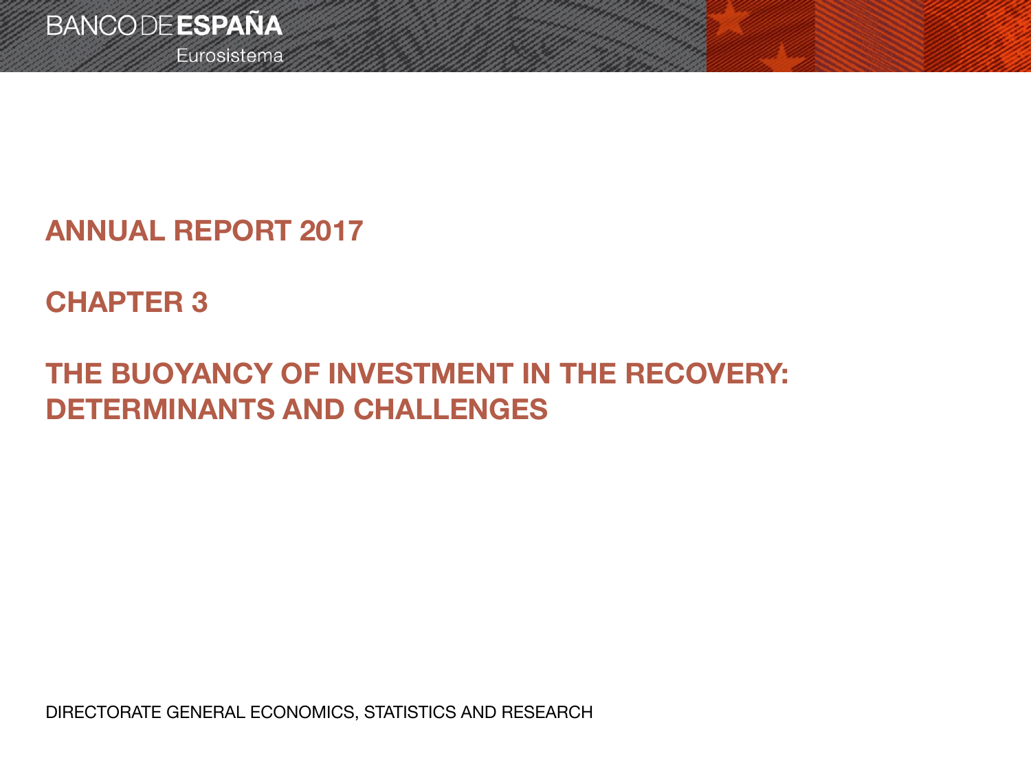BANCO DE ESPAÑA
Eurosistema

# ANNUAL REPORT 2017

## CHAPTER 3

## THE BUOYANCY OF INVESTMENT IN THE RECOVERY: DETERMINANTS AND CHALLENGES

DIRECTORATE GENERAL ECONOMICS, STATISTICS AND RESEARCH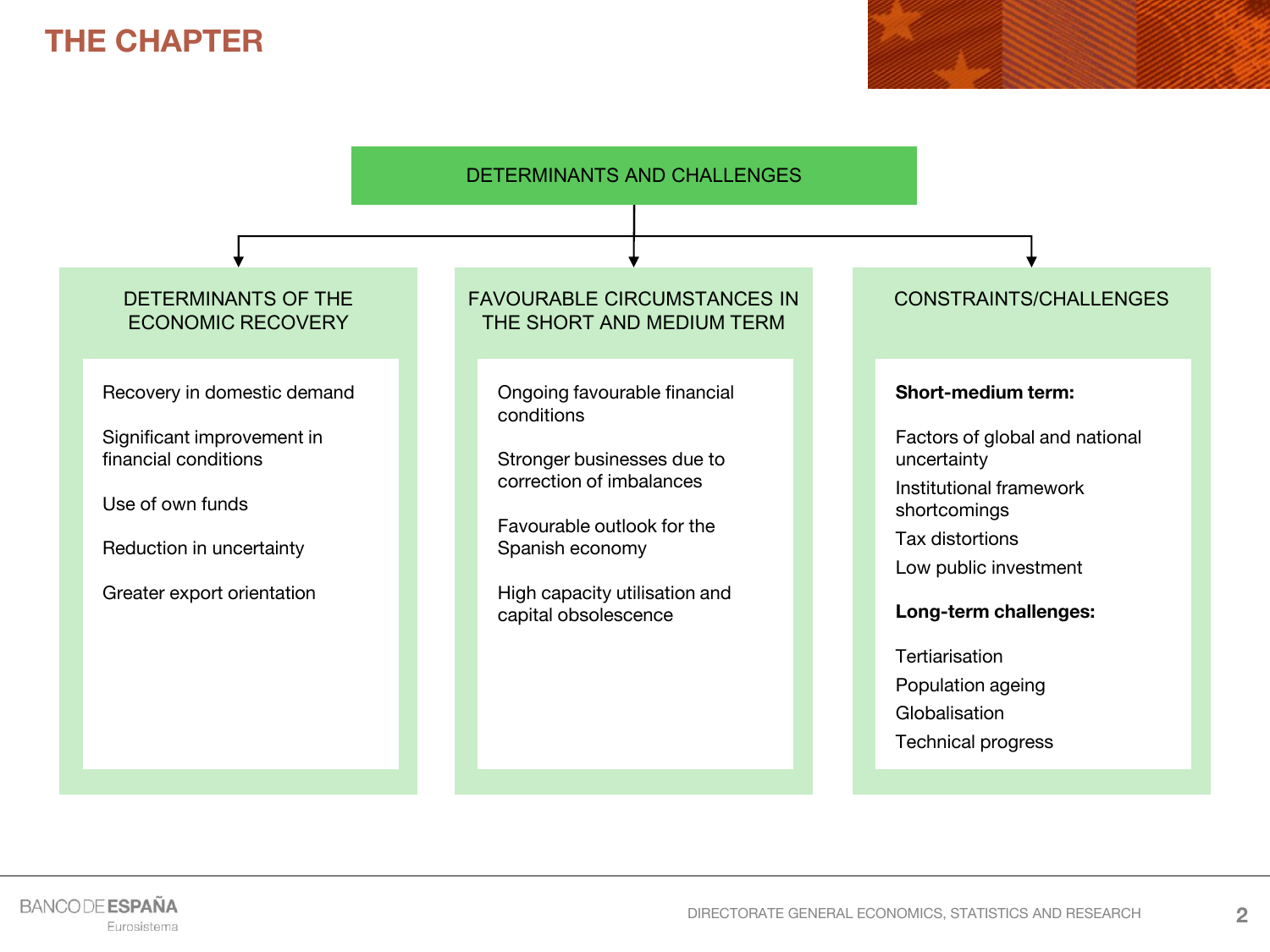# THE CHAPTER

## DETERMINANTS AND CHALLENGES

### DETERMINANTS OF THE ECONOMIC RECOVERY

- Recovery in domestic demand
- Significant improvement in financial conditions
- Use of own funds
- Reduction in uncertainty
- Greater export orientation

### FAVOURABLE CIRCUMSTANCES IN THE SHORT AND MEDIUM TERM

- Ongoing favourable financial conditions
- Stronger businesses due to correction of imbalances
- Favourable outlook for the Spanish economy
- High capacity utilisation and capital obsolescence

### CONSTRAINTS/CHALLENGES

**Short-medium term:**

- Factors of global and national uncertainty
- Institutional framework shortcomings
- Tax distortions
- Low public investment

**Long-term challenges:**

- Tertiarisation
- Population ageing
- Globalisation
- Technical progress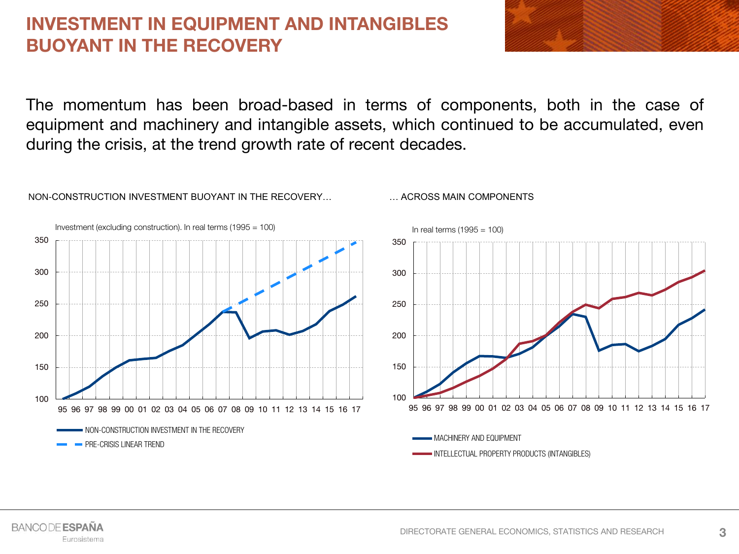# INVESTMENT IN EQUIPMENT AND INTANGIBLES BUOYANT IN THE RECOVERY

The momentum has been broad-based in terms of components, both in the case of equipment and machinery and intangible assets, which continued to be accumulated, even during the crisis, at the trend growth rate of recent decades.

NON-CONSTRUCTION INVESTMENT BUOYANT IN THE RECOVERY…

Investment (excluding construction). In real terms (1995 = 100)

- NON-CONSTRUCTION INVESTMENT IN THE RECOVERY
- PRE-CRISIS LINEAR TREND

… ACROSS MAIN COMPONENTS

In real terms (1995 = 100)

- MACHINERY AND EQUIPMENT
- INTELLECTUAL PROPERTY PRODUCTS (INTANGIBLES)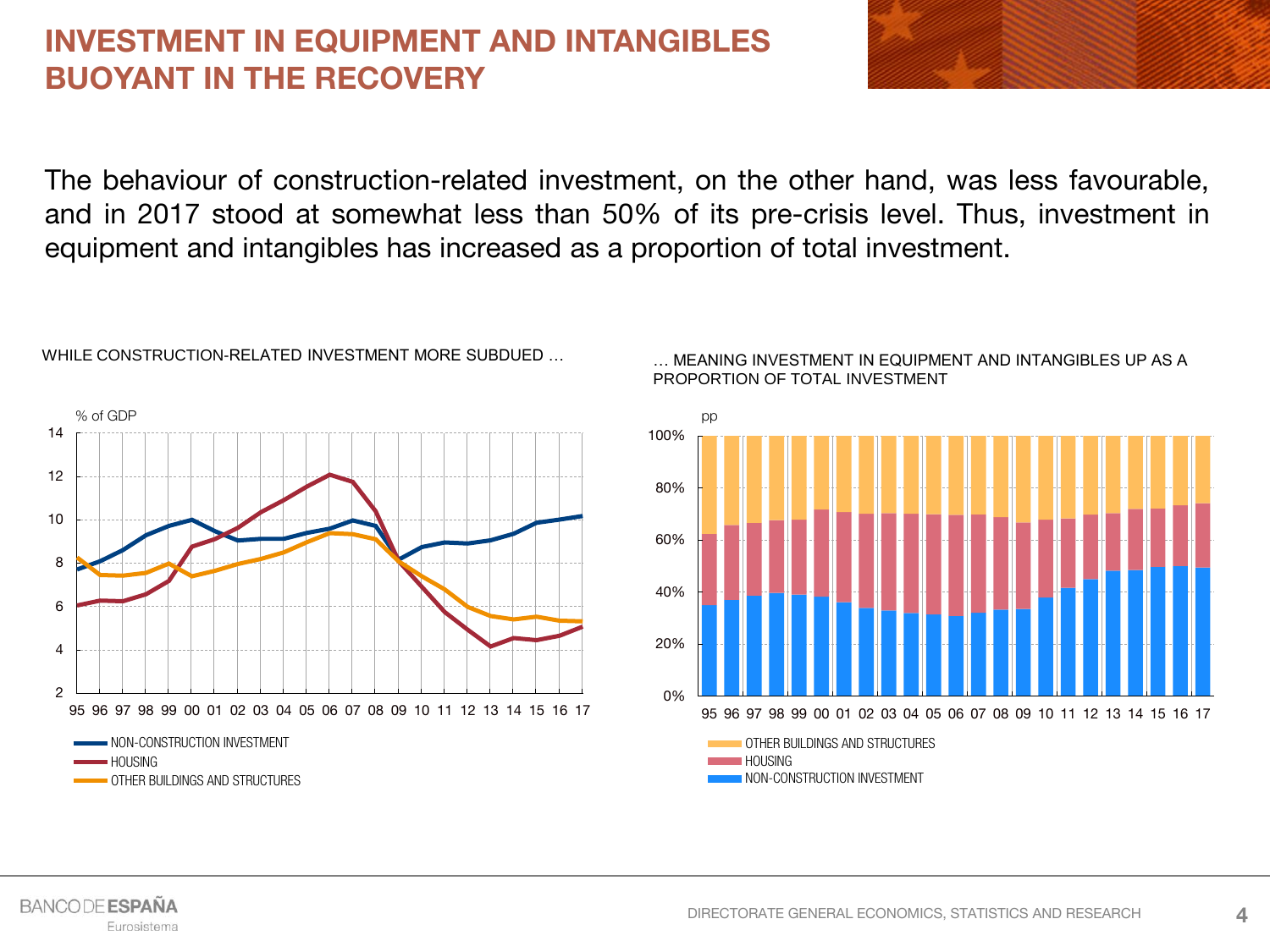# INVESTMENT IN EQUIPMENT AND INTANGIBLES BUOYANT IN THE RECOVERY

The behaviour of construction-related investment, on the other hand, was less favourable, and in 2017 stood at somewhat less than 50% of its pre-crisis level. Thus, investment in equipment and intangibles has increased as a proportion of total investment.

WHILE CONSTRUCTION-RELATED INVESTMENT MORE SUBDUED …

% of GDP

- NON-CONSTRUCTION INVESTMENT
- HOUSING
- OTHER BUILDINGS AND STRUCTURES

… MEANING INVESTMENT IN EQUIPMENT AND INTANGIBLES UP AS A PROPORTION OF TOTAL INVESTMENT

pp

- OTHER BUILDINGS AND STRUCTURES
- HOUSING
- NON-CONSTRUCTION INVESTMENT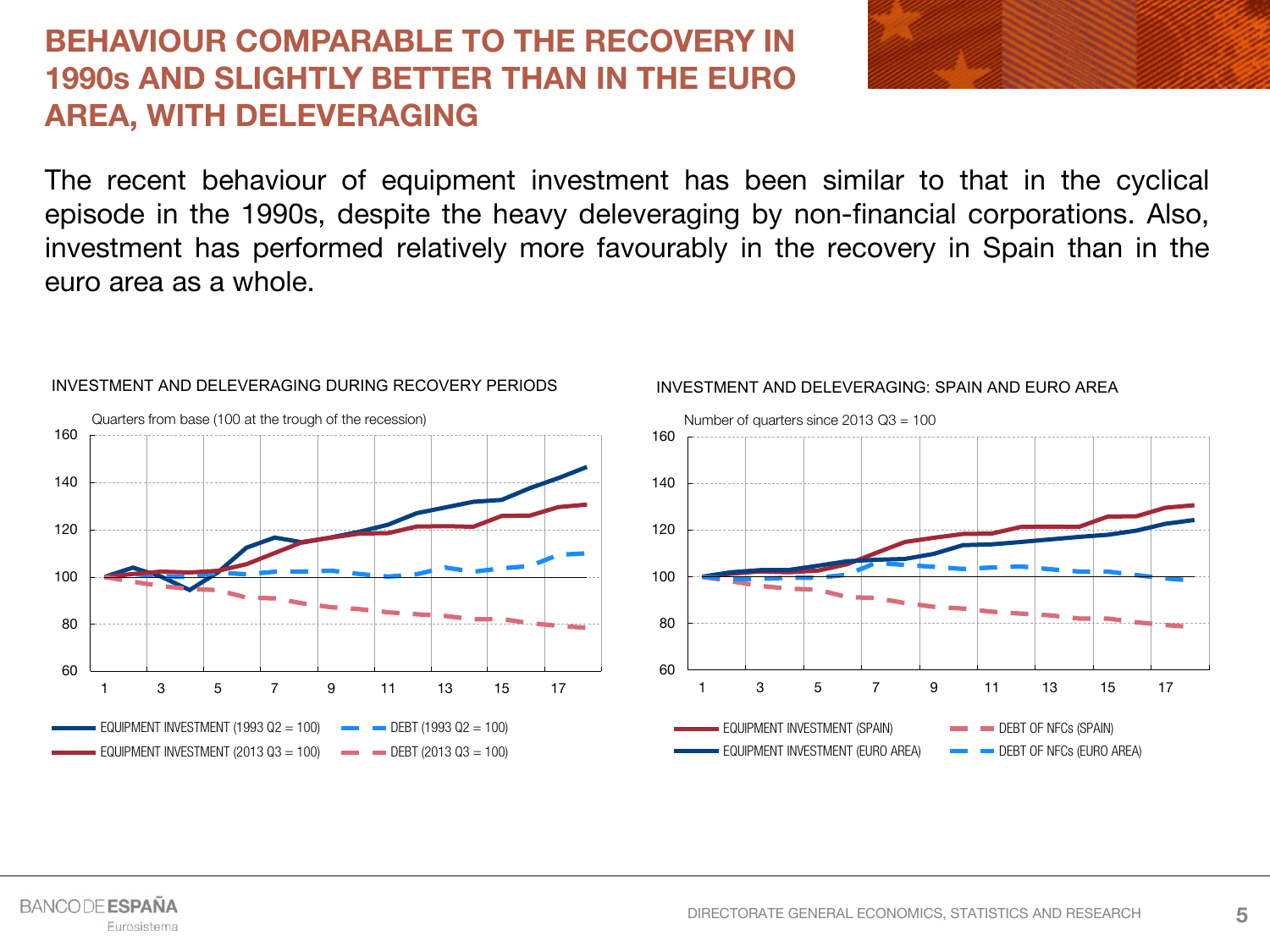# BEHAVIOUR COMPARABLE TO THE RECOVERY IN 1990s AND SLIGHTLY BETTER THAN IN THE EURO AREA, WITH DELEVERAGING

The recent behaviour of equipment investment has been similar to that in the cyclical episode in the 1990s, despite the heavy deleveraging by non-financial corporations. Also, investment has performed relatively more favourably in the recovery in Spain than in the euro area as a whole.

INVESTMENT AND DELEVERAGING DURING RECOVERY PERIODS

Quarters from base (100 at the trough of the recession)

- EQUIPMENT INVESTMENT (1993 Q2 = 100)
- EQUIPMENT INVESTMENT (2013 Q3 = 100)
- DEBT (1993 Q2 = 100)
- DEBT (2013 Q3 = 100)

INVESTMENT AND DELEVERAGING: SPAIN AND EURO AREA

Number of quarters since 2013 Q3 = 100

- EQUIPMENT INVESTMENT (SPAIN)
- EQUIPMENT INVESTMENT (EURO AREA)
- DEBT OF NFCs (SPAIN)
- DEBT OF NFCs (EURO AREA)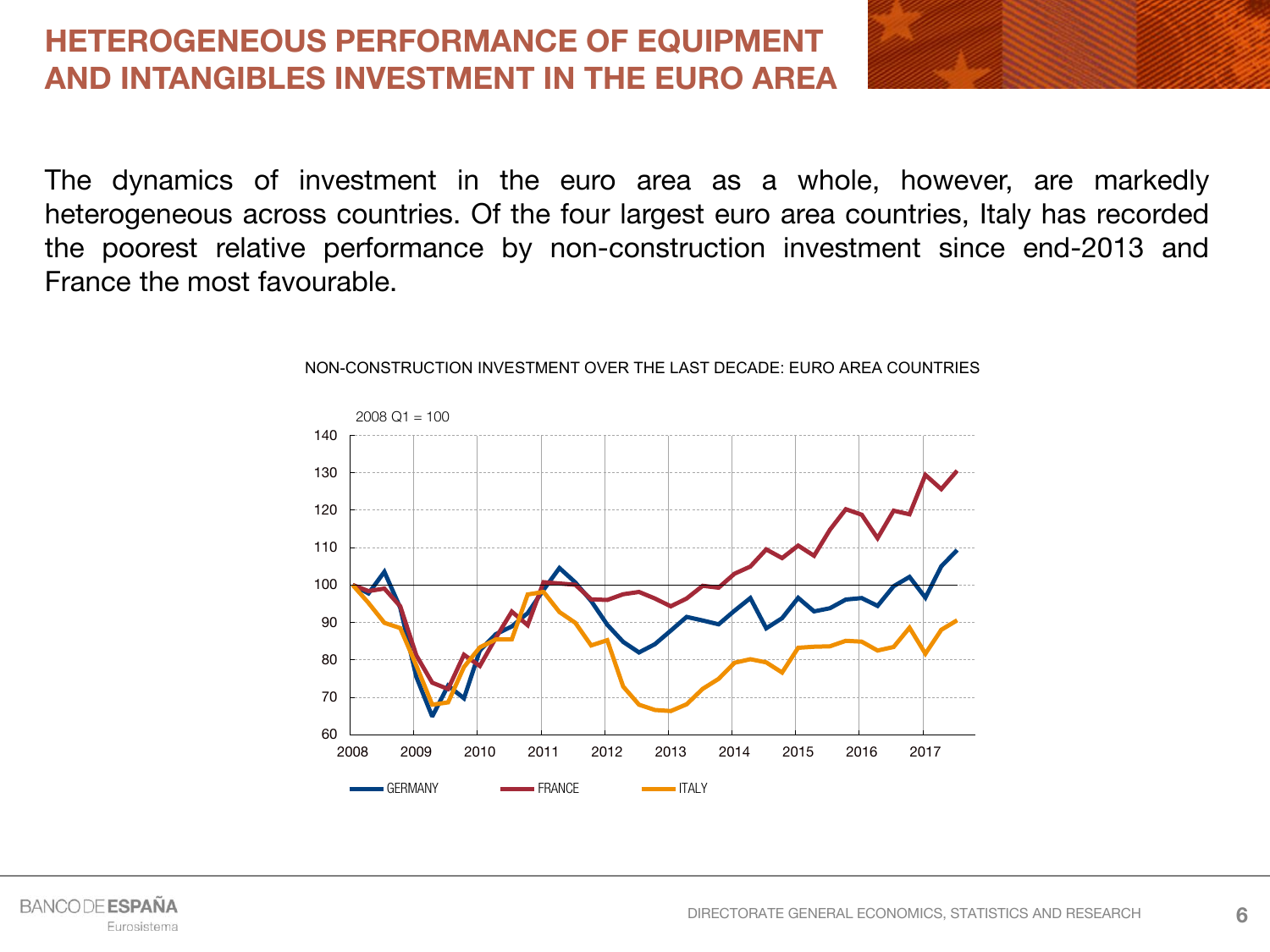# HETEROGENEOUS PERFORMANCE OF EQUIPMENT AND INTANGIBLES INVESTMENT IN THE EURO AREA

The dynamics of investment in the euro area as a whole, however, are markedly heterogeneous across countries. Of the four largest euro area countries, Italy has recorded the poorest relative performance by non-construction investment since end-2013 and France the most favourable.

NON-CONSTRUCTION INVESTMENT OVER THE LAST DECADE: EURO AREA COUNTRIES

2008 Q1 = 100

GERMANY — FRANCE — ITALY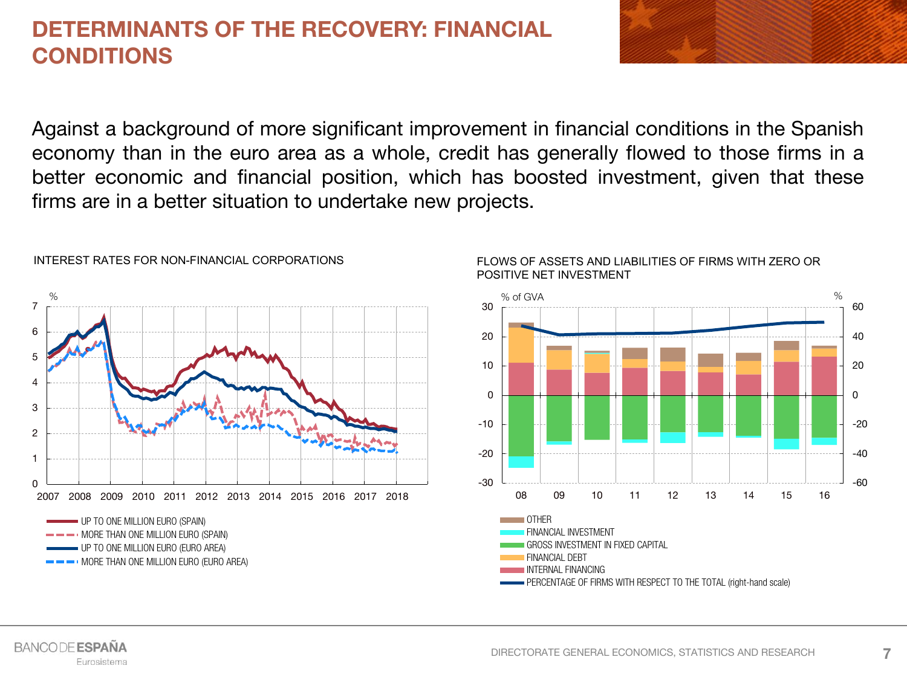# DETERMINANTS OF THE RECOVERY: FINANCIAL CONDITIONS

Against a background of more significant improvement in financial conditions in the Spanish economy than in the euro area as a whole, credit has generally flowed to those firms in a better economic and financial position, which has boosted investment, given that these firms are in a better situation to undertake new projects.

INTEREST RATES FOR NON-FINANCIAL CORPORATIONS

%

- UP TO ONE MILLION EURO (SPAIN)
- MORE THAN ONE MILLION EURO (SPAIN)
- UP TO ONE MILLION EURO (EURO AREA)
- MORE THAN ONE MILLION EURO (EURO AREA)

FLOWS OF ASSETS AND LIABILITIES OF FIRMS WITH ZERO OR POSITIVE NET INVESTMENT

% of GVA | %

- OTHER
- FINANCIAL INVESTMENT
- GROSS INVESTMENT IN FIXED CAPITAL
- FINANCIAL DEBT
- INTERNAL FINANCING
- PERCENTAGE OF FIRMS WITH RESPECT TO THE TOTAL (right-hand scale)

DIRECTORATE GENERAL ECONOMICS, STATISTICS AND RESEARCH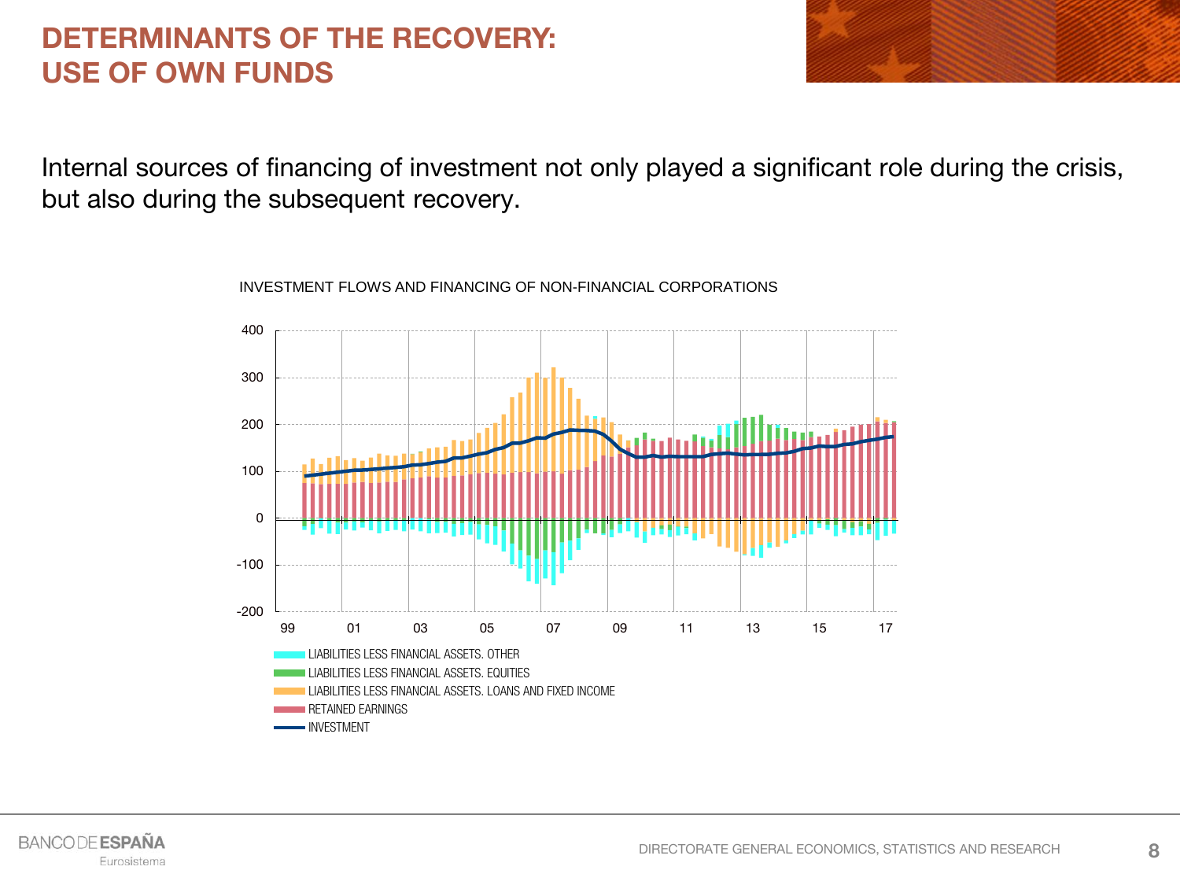# DETERMINANTS OF THE RECOVERY: USE OF OWN FUNDS

Internal sources of financing of investment not only played a significant role during the crisis, but also during the subsequent recovery.

INVESTMENT FLOWS AND FINANCING OF NON-FINANCIAL CORPORATIONS

- LIABILITIES LESS FINANCIAL ASSETS. OTHER
- LIABILITIES LESS FINANCIAL ASSETS. EQUITIES
- LIABILITIES LESS FINANCIAL ASSETS. LOANS AND FIXED INCOME
- RETAINED EARNINGS
- INVESTMENT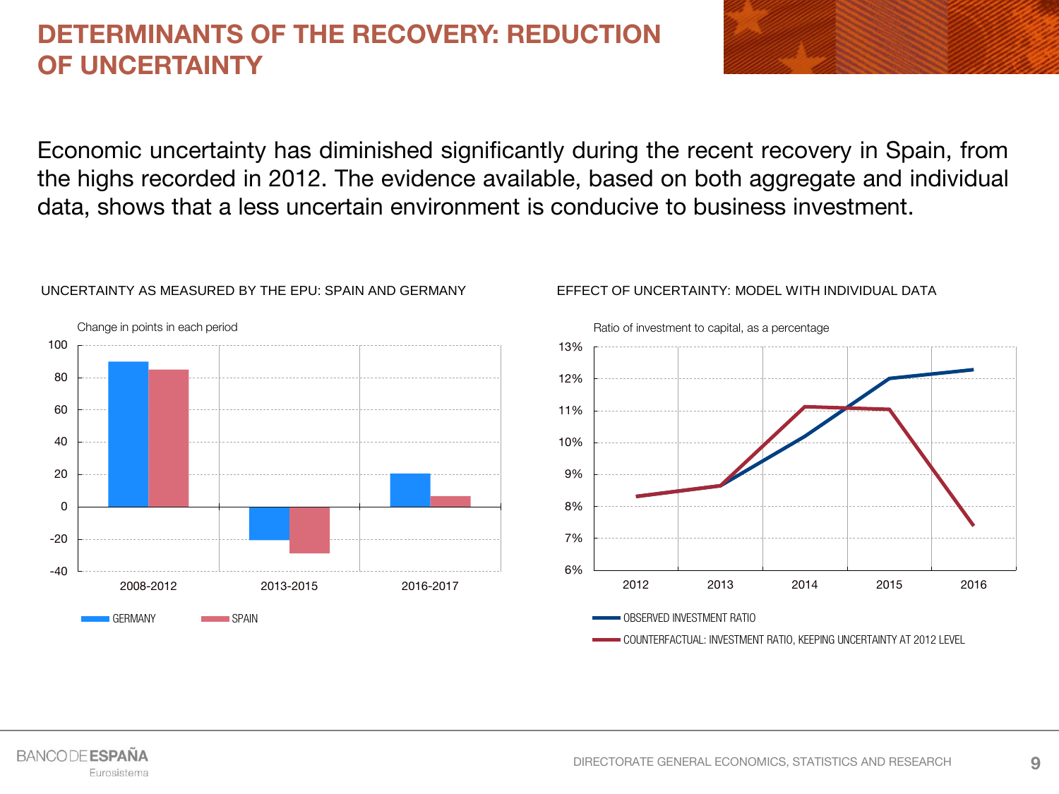# DETERMINANTS OF THE RECOVERY: REDUCTION OF UNCERTAINTY

Economic uncertainty has diminished significantly during the recent recovery in Spain, from the highs recorded in 2012. The evidence available, based on both aggregate and individual data, shows that a less uncertain environment is conducive to business investment.

UNCERTAINTY AS MEASURED BY THE EPU: SPAIN AND GERMANY

Change in points in each period

| Period | GERMANY | SPAIN |
|---|---|---|
| 2008-2012 | 90 | 85 |
| 2013-2015 | -20 | -28 |
| 2016-2017 | 21 | 7 |

EFFECT OF UNCERTAINTY: MODEL WITH INDIVIDUAL DATA

Ratio of investment to capital, as a percentage

| Year | OBSERVED INVESTMENT RATIO | COUNTERFACTUAL: INVESTMENT RATIO, KEEPING UNCERTAINTY AT 2012 LEVEL |
|---|---|---|
| 2012 | 8.3% | 8.3% |
| 2013 | 8.6% | 8.6% |
| 2014 | 10.2% | 11.1% |
| 2015 | 12.0% | 11.0% |
| 2016 | 12.3% | 7.4% |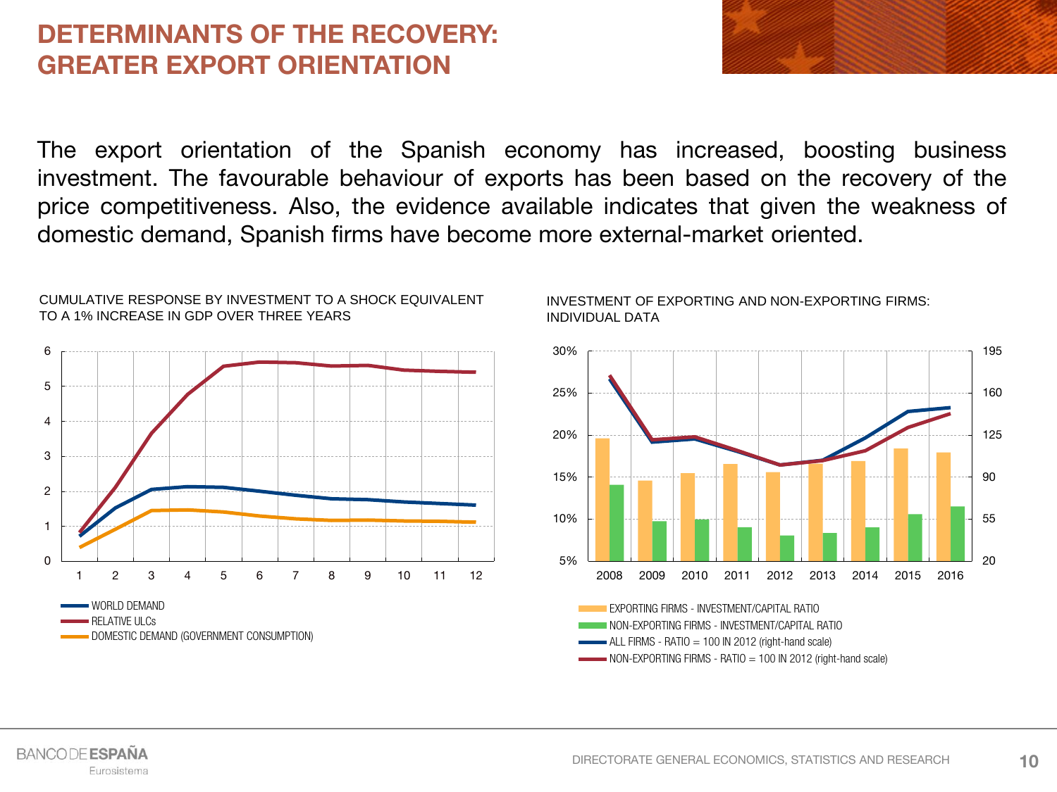# DETERMINANTS OF THE RECOVERY: GREATER EXPORT ORIENTATION

The export orientation of the Spanish economy has increased, boosting business investment. The favourable behaviour of exports has been based on the recovery of the price competitiveness. Also, the evidence available indicates that given the weakness of domestic demand, Spanish firms have become more external-market oriented.

CUMULATIVE RESPONSE BY INVESTMENT TO A SHOCK EQUIVALENT TO A 1% INCREASE IN GDP OVER THREE YEARS

- WORLD DEMAND
- RELATIVE ULCs
- DOMESTIC DEMAND (GOVERNMENT CONSUMPTION)

INVESTMENT OF EXPORTING AND NON-EXPORTING FIRMS: INDIVIDUAL DATA

- EXPORTING FIRMS - INVESTMENT/CAPITAL RATIO
- NON-EXPORTING FIRMS - INVESTMENT/CAPITAL RATIO
- ALL FIRMS - RATIO = 100 IN 2012 (right-hand scale)
- NON-EXPORTING FIRMS - RATIO = 100 IN 2012 (right-hand scale)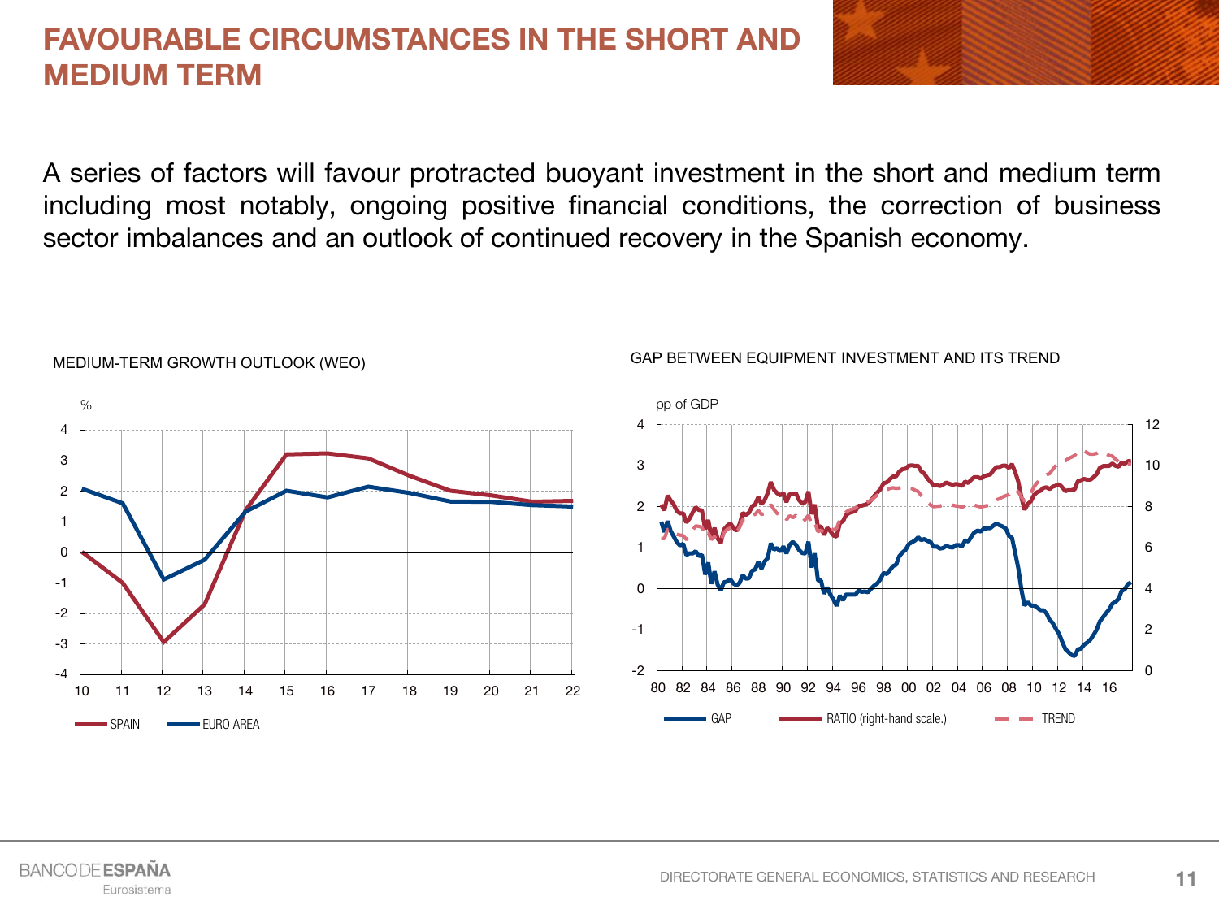# FAVOURABLE CIRCUMSTANCES IN THE SHORT AND MEDIUM TERM

A series of factors will favour protracted buoyant investment in the short and medium term including most notably, ongoing positive financial conditions, the correction of business sector imbalances and an outlook of continued recovery in the Spanish economy.

MEDIUM-TERM GROWTH OUTLOOK (WEO)

GAP BETWEEN EQUIPMENT INVESTMENT AND ITS TREND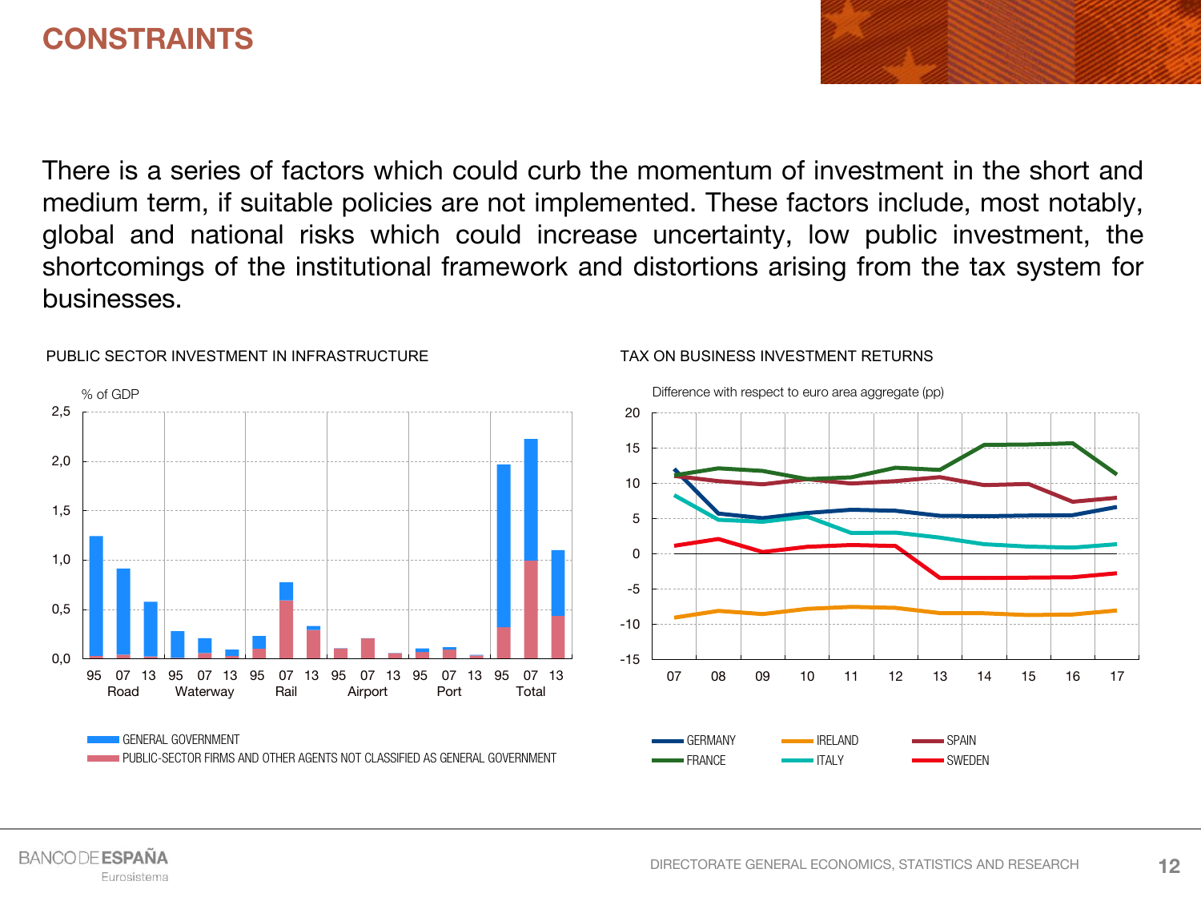# CONSTRAINTS

There is a series of factors which could curb the momentum of investment in the short and medium term, if suitable policies are not implemented. These factors include, most notably, global and national risks which could increase uncertainty, low public investment, the shortcomings of the institutional framework and distortions arising from the tax system for businesses.

PUBLIC SECTOR INVESTMENT IN INFRASTRUCTURE

% of GDP

GENERAL GOVERNMENT
PUBLIC-SECTOR FIRMS AND OTHER AGENTS NOT CLASSIFIED AS GENERAL GOVERNMENT

TAX ON BUSINESS INVESTMENT RETURNS

Difference with respect to euro area aggregate (pp)

GERMANY, IRELAND, SPAIN, FRANCE, ITALY, SWEDEN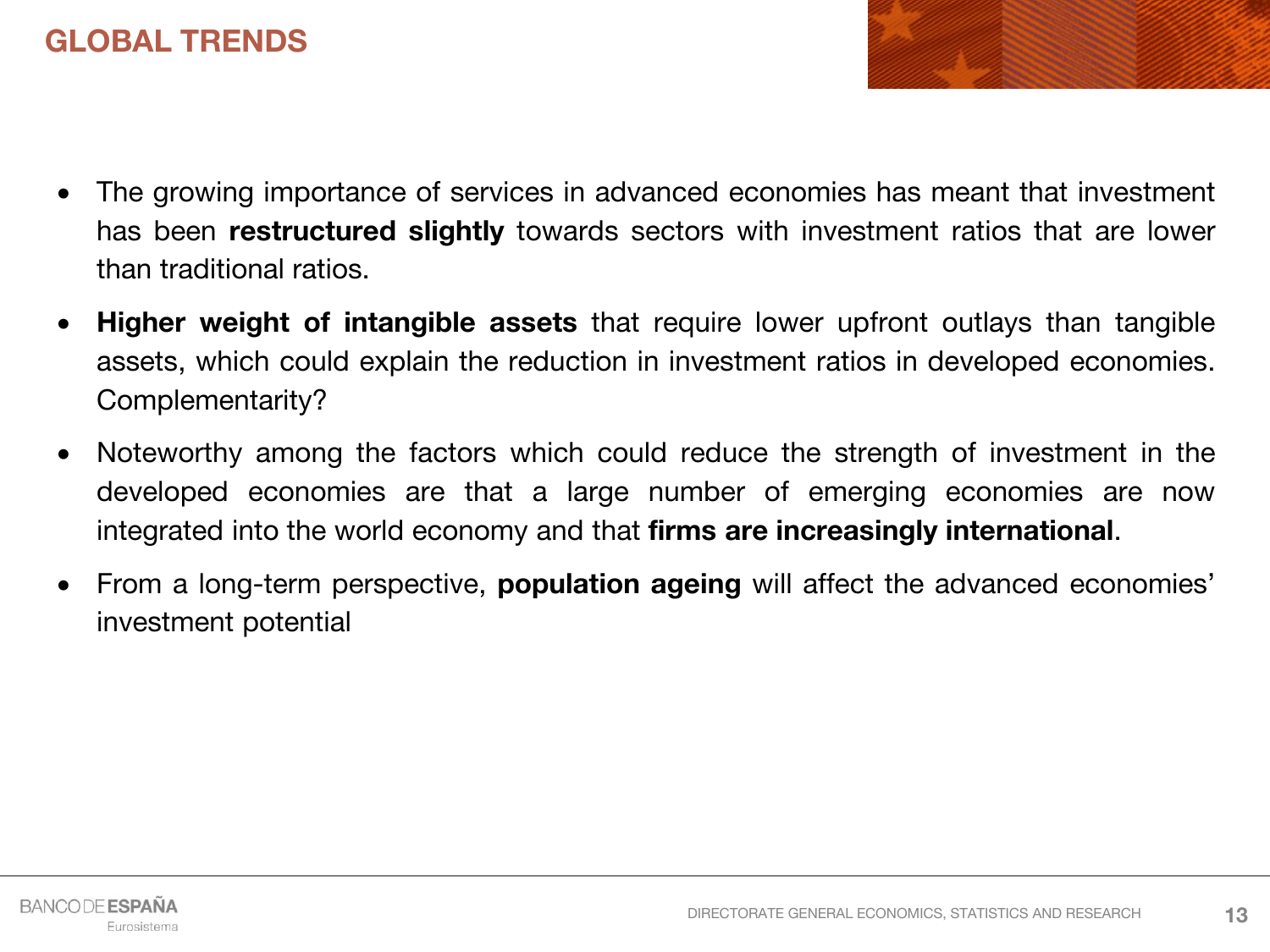# GLOBAL TRENDS

- The growing importance of services in advanced economies has meant that investment has been **restructured slightly** towards sectors with investment ratios that are lower than traditional ratios.
- **Higher weight of intangible assets** that require lower upfront outlays than tangible assets, which could explain the reduction in investment ratios in developed economies. Complementarity?
- Noteworthy among the factors which could reduce the strength of investment in the developed economies are that a large number of emerging economies are now integrated into the world economy and that **firms are increasingly international**.
- From a long-term perspective, **population ageing** will affect the advanced economies' investment potential